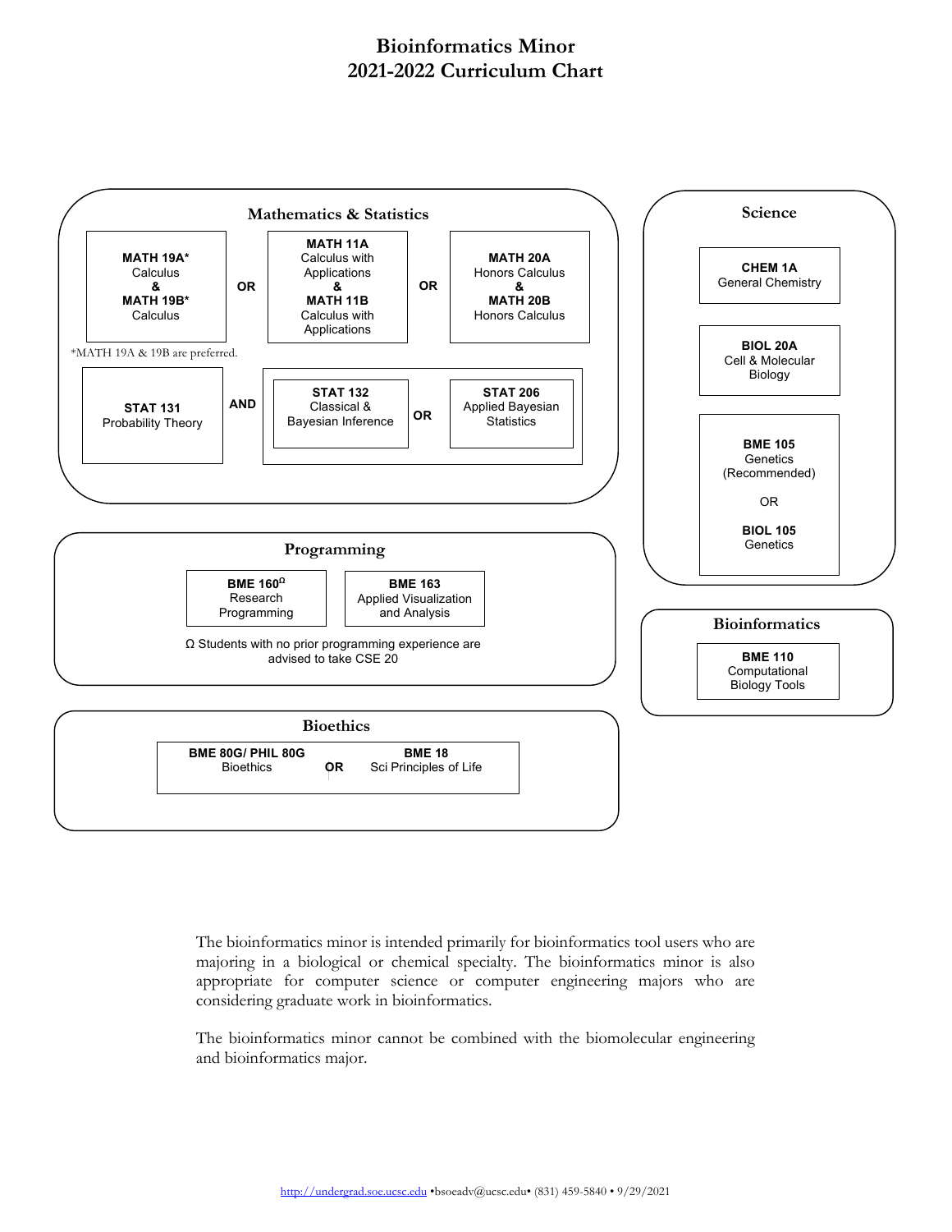# Bioinformatics Minor
# 2021-2022 Curriculum Chart

## Mathematics & Statistics

**MATH 19A*** Calculus & **MATH 19B*** Calculus

OR

**MATH 11A** Calculus with Applications & **MATH 11B** Calculus with Applications

OR

**MATH 20A** Honors Calculus & **MATH 20B** Honors Calculus

*MATH 19A & 19B are preferred.

**STAT 131** Probability Theory

AND

**STAT 132** Classical & Bayesian Inference OR **STAT 206** Applied Bayesian Statistics

## Science

**CHEM 1A** General Chemistry

**BIOL 20A** Cell & Molecular Biology

**BME 105** Genetics (Recommended)

OR

**BIOL 105** Genetics

## Programming

**BME 160**Ω Research Programming

**BME 163** Applied Visualization and Analysis

Ω Students with no prior programming experience are advised to take CSE 20

## Bioinformatics

**BME 110** Computational Biology Tools

## Bioethics

**BME 80G/ PHIL 80G** Bioethics OR **BME 18** Sci Principles of Life

The bioinformatics minor is intended primarily for bioinformatics tool users who are majoring in a biological or chemical specialty. The bioinformatics minor is also appropriate for computer science or computer engineering majors who are considering graduate work in bioinformatics.

The bioinformatics minor cannot be combined with the biomolecular engineering and bioinformatics major.

http://undergrad.soe.ucsc.edu •bsoeadv@ucsc.edu• (831) 459-5840 • 9/29/2021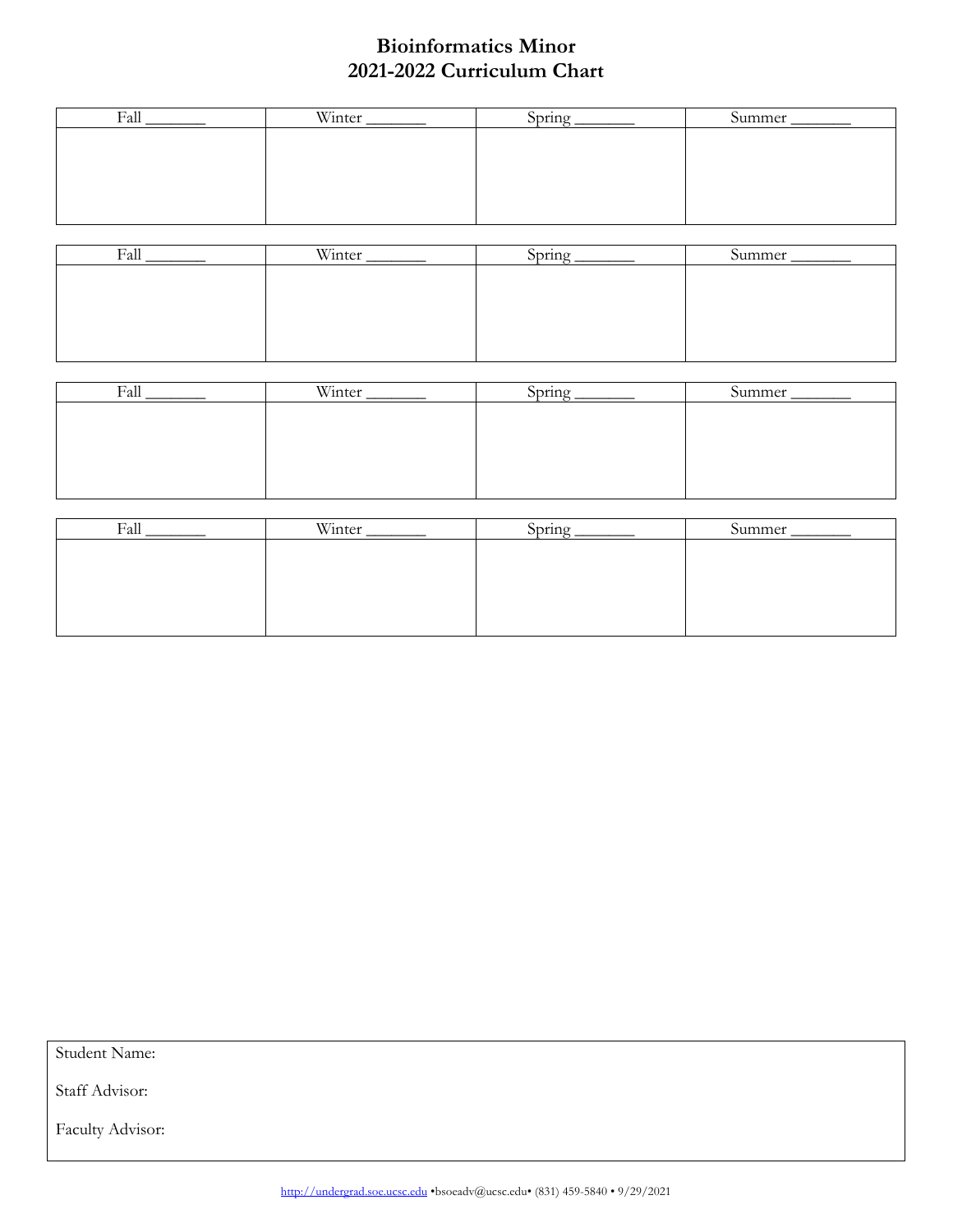# Bioinformatics Minor
## 2021-2022 Curriculum Chart

| Fall _______ | Winter _______ | Spring _______ | Summer _______ |
|---|---|---|---|
| | | | |

| Fall _______ | Winter _______ | Spring _______ | Summer _______ |
|---|---|---|---|
| | | | |

| Fall _______ | Winter _______ | Spring _______ | Summer _______ |
|---|---|---|---|
| | | | |

| Fall _______ | Winter _______ | Spring _______ | Summer _______ |
|---|---|---|---|
| | | | |

Student Name:

Staff Advisor:

Faculty Advisor:

http://undergrad.soe.ucsc.edu •bsoeadv@ucsc.edu• (831) 459-5840 • 9/29/2021